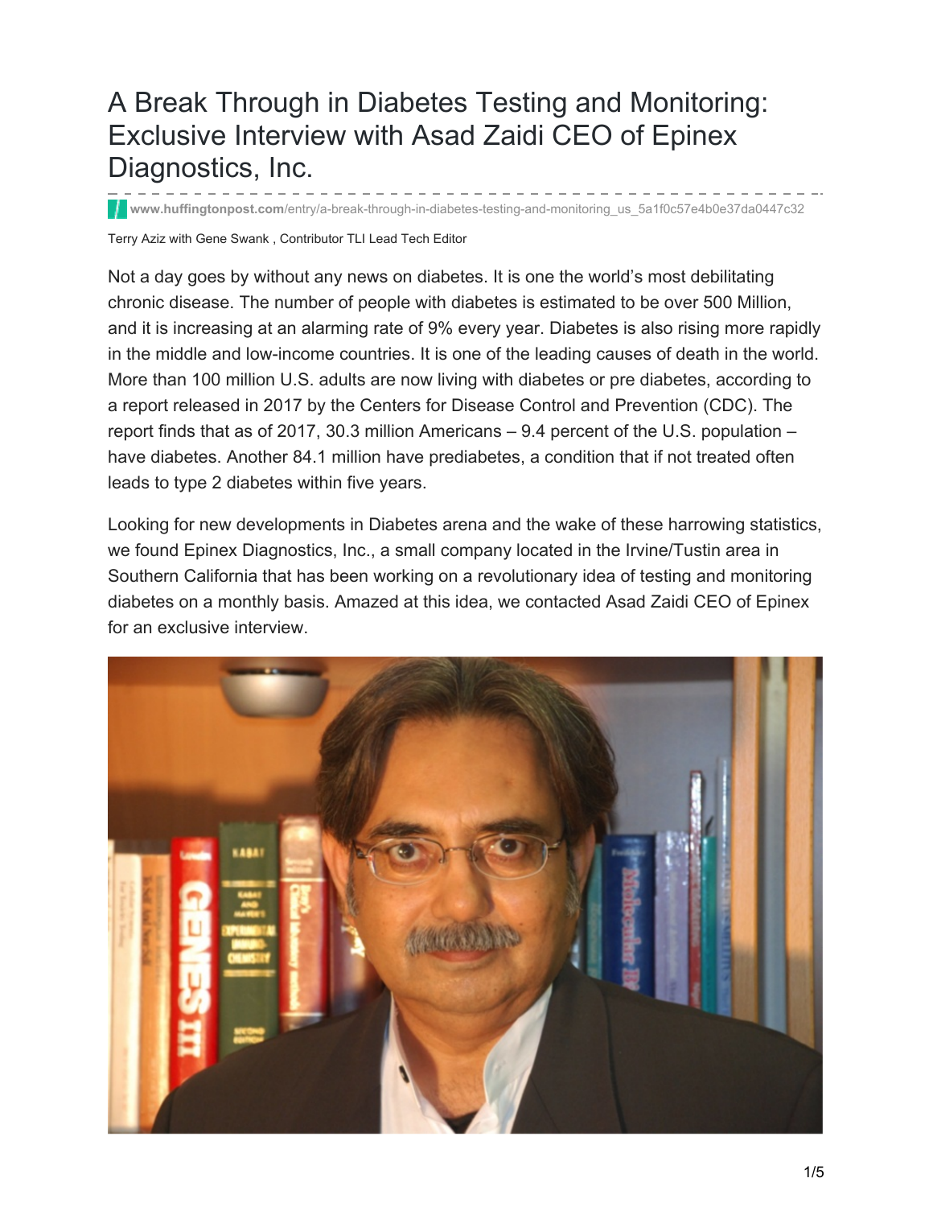# A Break Through in Diabetes Testing and Monitoring: Exclusive Interview with Asad Zaidi CEO of Epinex Diagnostics, Inc.

www.huffingtonpost.com/entry/a-break-through-in-diabetes-testing-and-monitoring_us_5a1f0c57e4b0e37da0447c32

Terry Aziz with Gene Swank , Contributor TLI Lead Tech Editor

Not a day goes by without any news on diabetes. It is one the world's most debilitating chronic disease. The number of people with diabetes is estimated to be over 500 Million, and it is increasing at an alarming rate of 9% every year. Diabetes is also rising more rapidly in the middle and low-income countries. It is one of the leading causes of death in the world. More than 100 million U.S. adults are now living with diabetes or pre diabetes, according to a report released in 2017 by the Centers for Disease Control and Prevention (CDC). The report finds that as of 2017, 30.3 million Americans – 9.4 percent of the U.S. population – have diabetes. Another 84.1 million have prediabetes, a condition that if not treated often leads to type 2 diabetes within five years.

Looking for new developments in Diabetes arena and the wake of these harrowing statistics, we found Epinex Diagnostics, Inc., a small company located in the Irvine/Tustin area in Southern California that has been working on a revolutionary idea of testing and monitoring diabetes on a monthly basis. Amazed at this idea, we contacted Asad Zaidi CEO of Epinex for an exclusive interview.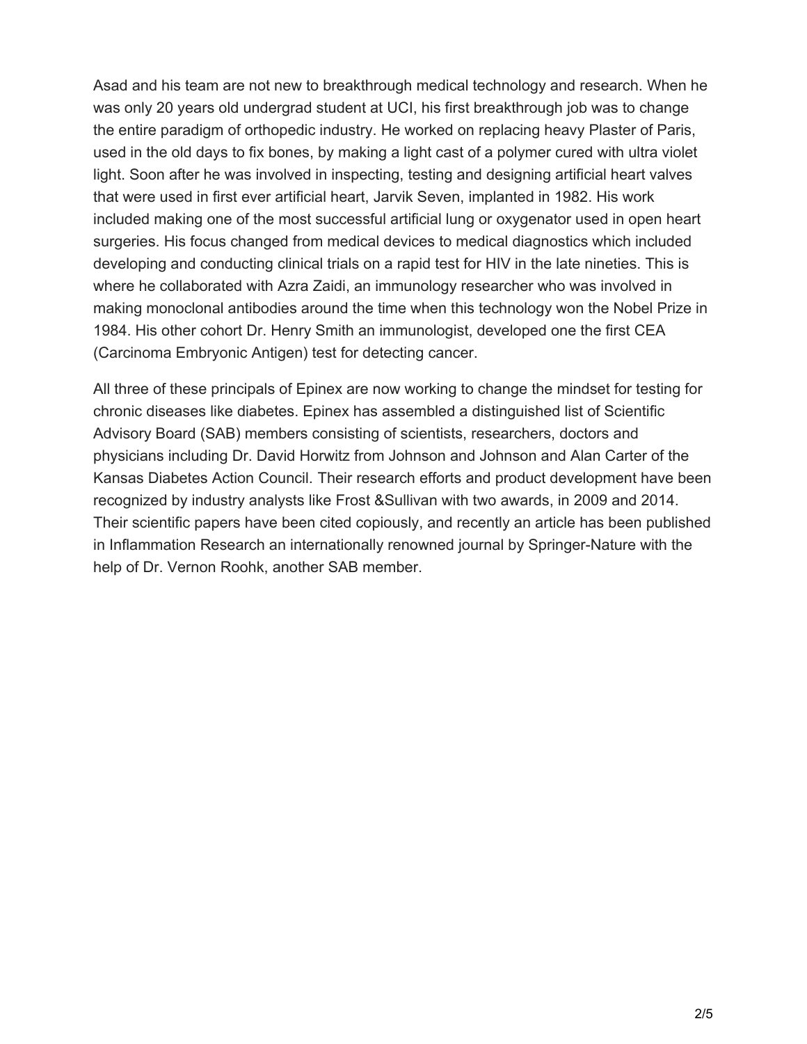Asad and his team are not new to breakthrough medical technology and research. When he was only 20 years old undergrad student at UCI, his first breakthrough job was to change the entire paradigm of orthopedic industry. He worked on replacing heavy Plaster of Paris, used in the old days to fix bones, by making a light cast of a polymer cured with ultra violet light. Soon after he was involved in inspecting, testing and designing artificial heart valves that were used in first ever artificial heart, Jarvik Seven, implanted in 1982. His work included making one of the most successful artificial lung or oxygenator used in open heart surgeries. His focus changed from medical devices to medical diagnostics which included developing and conducting clinical trials on a rapid test for HIV in the late nineties. This is where he collaborated with Azra Zaidi, an immunology researcher who was involved in making monoclonal antibodies around the time when this technology won the Nobel Prize in 1984. His other cohort Dr. Henry Smith an immunologist, developed one the first CEA (Carcinoma Embryonic Antigen) test for detecting cancer.

All three of these principals of Epinex are now working to change the mindset for testing for chronic diseases like diabetes. Epinex has assembled a distinguished list of Scientific Advisory Board (SAB) members consisting of scientists, researchers, doctors and physicians including Dr. David Horwitz from Johnson and Johnson and Alan Carter of the Kansas Diabetes Action Council. Their research efforts and product development have been recognized by industry analysts like Frost &Sullivan with two awards, in 2009 and 2014. Their scientific papers have been cited copiously, and recently an article has been published in Inflammation Research an internationally renowned journal by Springer-Nature with the help of Dr. Vernon Roohk, another SAB member.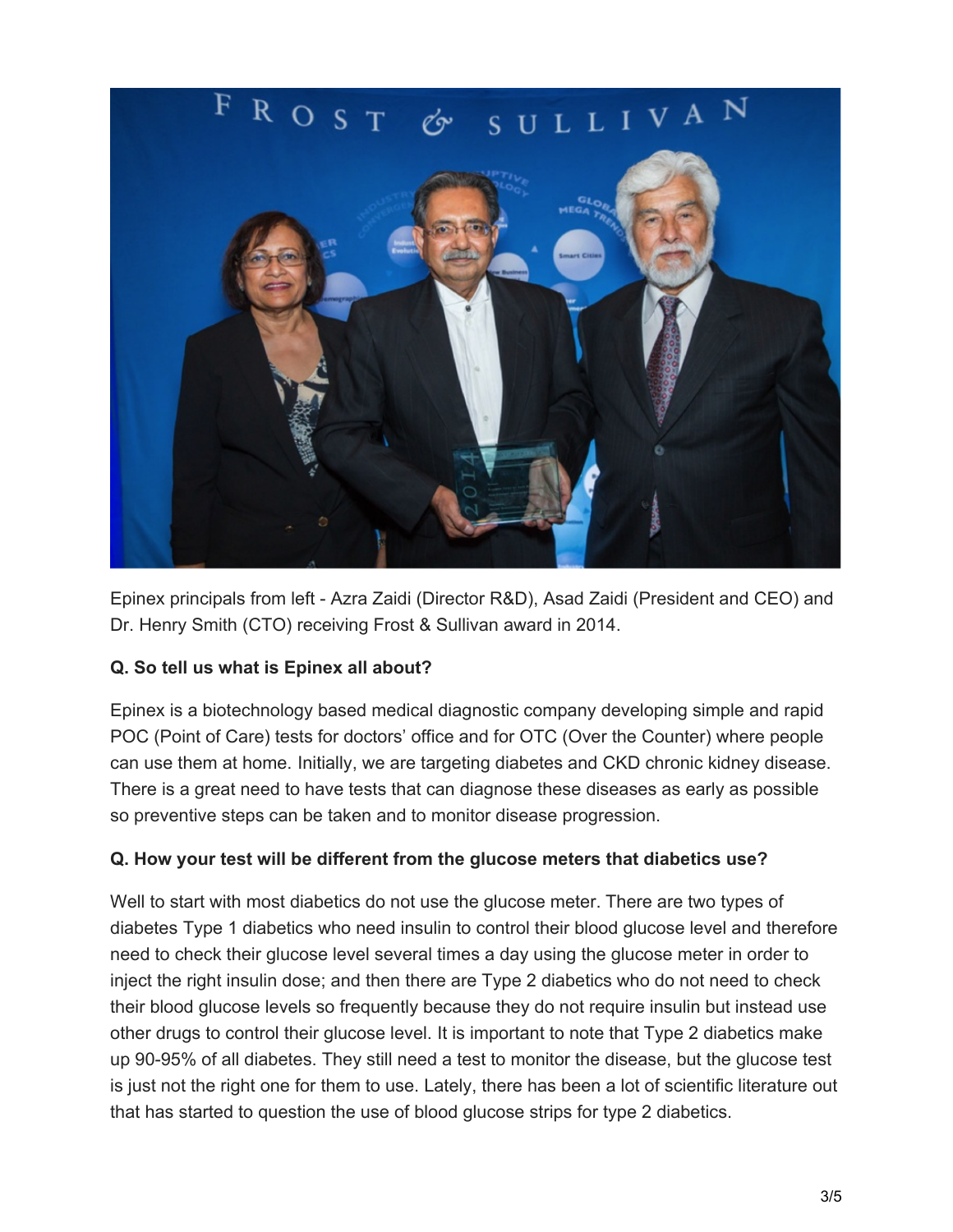Epinex principals from left - Azra Zaidi (Director R&D), Asad Zaidi (President and CEO) and Dr. Henry Smith (CTO) receiving Frost & Sullivan award in 2014.

**Q. So tell us what is Epinex all about?**

Epinex is a biotechnology based medical diagnostic company developing simple and rapid POC (Point of Care) tests for doctors' office and for OTC (Over the Counter) where people can use them at home. Initially, we are targeting diabetes and CKD chronic kidney disease. There is a great need to have tests that can diagnose these diseases as early as possible so preventive steps can be taken and to monitor disease progression.

**Q. How your test will be different from the glucose meters that diabetics use?**

Well to start with most diabetics do not use the glucose meter. There are two types of diabetes Type 1 diabetics who need insulin to control their blood glucose level and therefore need to check their glucose level several times a day using the glucose meter in order to inject the right insulin dose; and then there are Type 2 diabetics who do not need to check their blood glucose levels so frequently because they do not require insulin but instead use other drugs to control their glucose level. It is important to note that Type 2 diabetics make up 90-95% of all diabetes. They still need a test to monitor the disease, but the glucose test is just not the right one for them to use. Lately, there has been a lot of scientific literature out that has started to question the use of blood glucose strips for type 2 diabetics.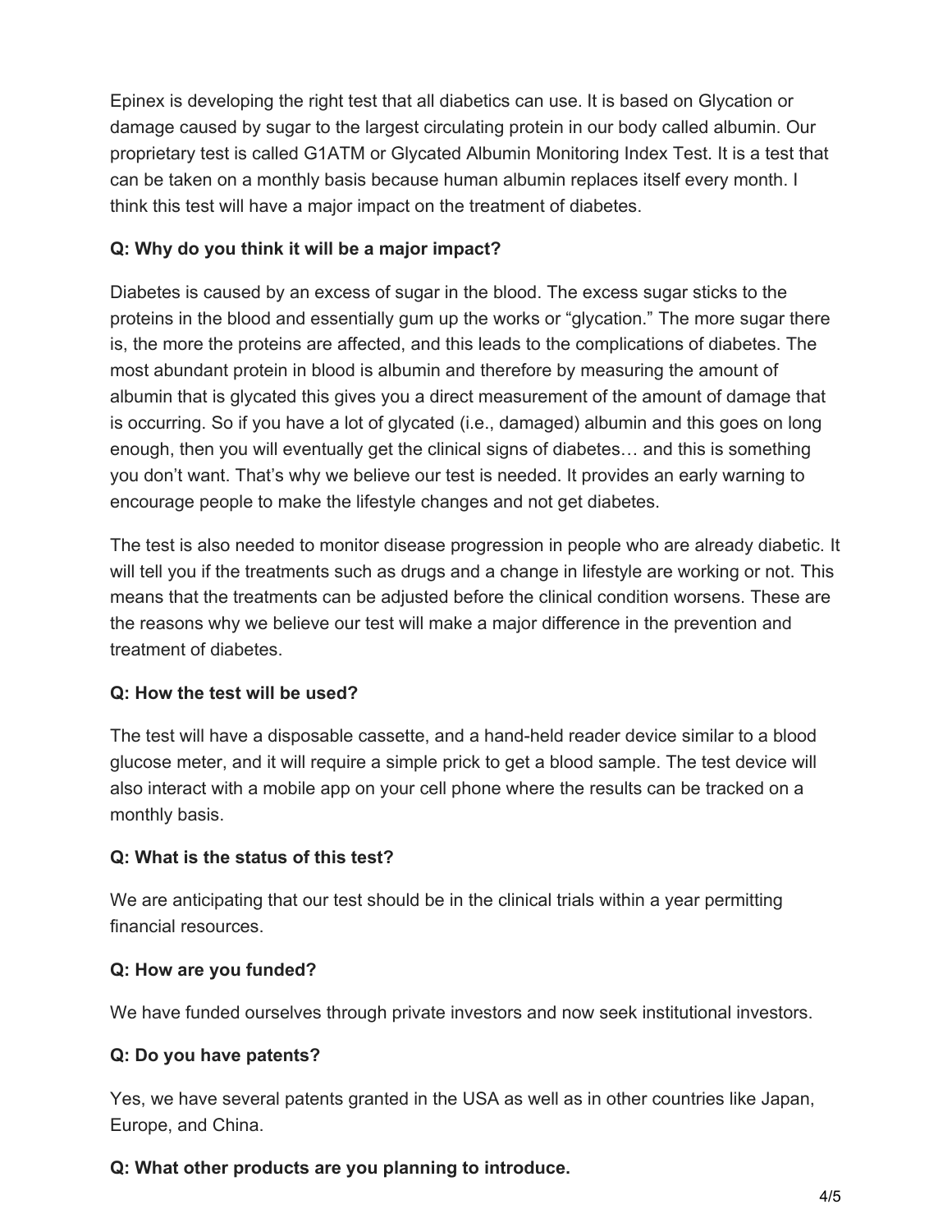Epinex is developing the right test that all diabetics can use. It is based on Glycation or damage caused by sugar to the largest circulating protein in our body called albumin. Our proprietary test is called G1ATM or Glycated Albumin Monitoring Index Test. It is a test that can be taken on a monthly basis because human albumin replaces itself every month. I think this test will have a major impact on the treatment of diabetes.

**Q: Why do you think it will be a major impact?**

Diabetes is caused by an excess of sugar in the blood. The excess sugar sticks to the proteins in the blood and essentially gum up the works or "glycation." The more sugar there is, the more the proteins are affected, and this leads to the complications of diabetes. The most abundant protein in blood is albumin and therefore by measuring the amount of albumin that is glycated this gives you a direct measurement of the amount of damage that is occurring. So if you have a lot of glycated (i.e., damaged) albumin and this goes on long enough, then you will eventually get the clinical signs of diabetes… and this is something you don't want. That's why we believe our test is needed. It provides an early warning to encourage people to make the lifestyle changes and not get diabetes.

The test is also needed to monitor disease progression in people who are already diabetic. It will tell you if the treatments such as drugs and a change in lifestyle are working or not. This means that the treatments can be adjusted before the clinical condition worsens. These are the reasons why we believe our test will make a major difference in the prevention and treatment of diabetes.

**Q: How the test will be used?**

The test will have a disposable cassette, and a hand-held reader device similar to a blood glucose meter, and it will require a simple prick to get a blood sample. The test device will also interact with a mobile app on your cell phone where the results can be tracked on a monthly basis.

**Q: What is the status of this test?**

We are anticipating that our test should be in the clinical trials within a year permitting financial resources.

**Q: How are you funded?**

We have funded ourselves through private investors and now seek institutional investors.

**Q: Do you have patents?**

Yes, we have several patents granted in the USA as well as in other countries like Japan, Europe, and China.

**Q: What other products are you planning to introduce.**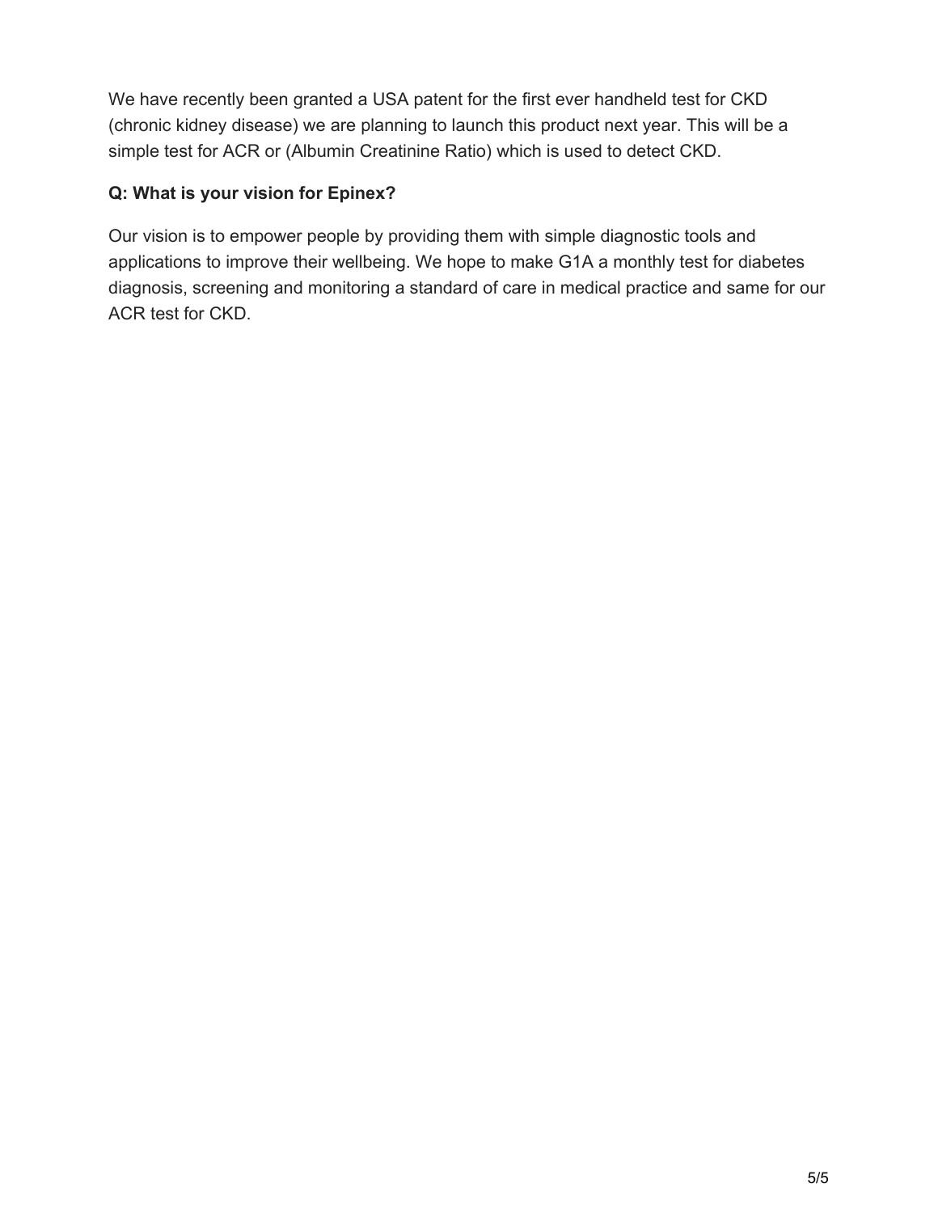We have recently been granted a USA patent for the first ever handheld test for CKD (chronic kidney disease) we are planning to launch this product next year. This will be a simple test for ACR or (Albumin Creatinine Ratio) which is used to detect CKD.

**Q: What is your vision for Epinex?**

Our vision is to empower people by providing them with simple diagnostic tools and applications to improve their wellbeing. We hope to make G1A a monthly test for diabetes diagnosis, screening and monitoring a standard of care in medical practice and same for our ACR test for CKD.